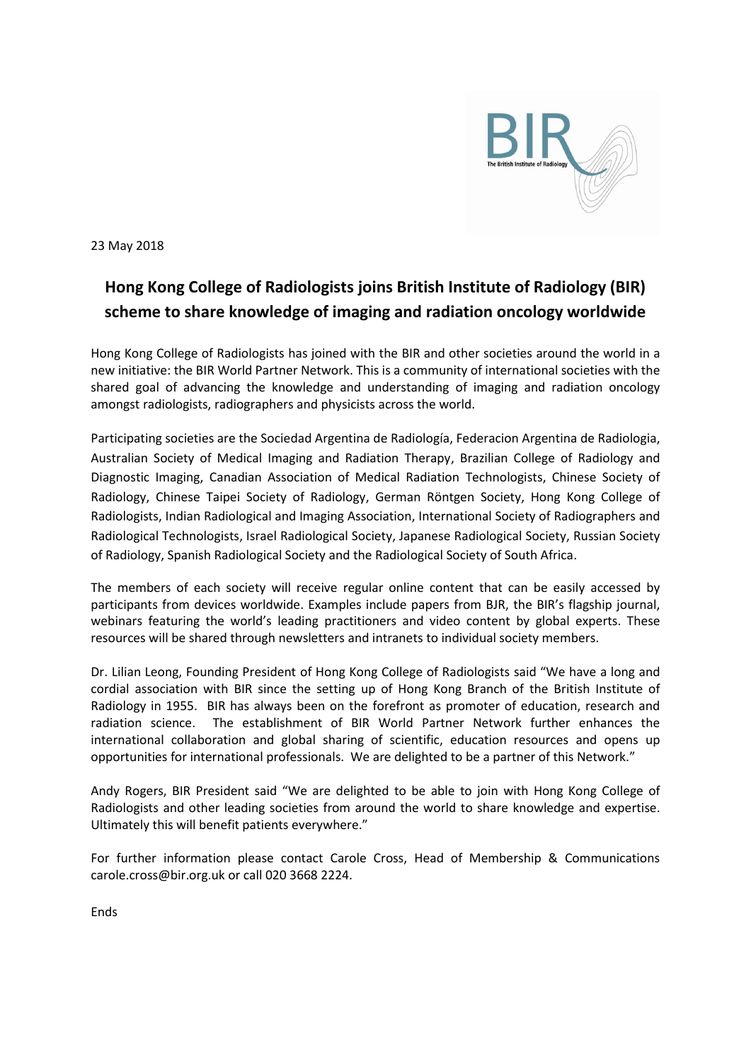23 May 2018

# Hong Kong College of Radiologists joins British Institute of Radiology (BIR) scheme to share knowledge of imaging and radiation oncology worldwide

Hong Kong College of Radiologists has joined with the BIR and other societies around the world in a new initiative: the BIR World Partner Network. This is a community of international societies with the shared goal of advancing the knowledge and understanding of imaging and radiation oncology amongst radiologists, radiographers and physicists across the world.

Participating societies are the Sociedad Argentina de Radiología, Federacion Argentina de Radiologia, Australian Society of Medical Imaging and Radiation Therapy, Brazilian College of Radiology and Diagnostic Imaging, Canadian Association of Medical Radiation Technologists, Chinese Society of Radiology, Chinese Taipei Society of Radiology, German Röntgen Society, Hong Kong College of Radiologists, Indian Radiological and Imaging Association, International Society of Radiographers and Radiological Technologists, Israel Radiological Society, Japanese Radiological Society, Russian Society of Radiology, Spanish Radiological Society and the Radiological Society of South Africa.

The members of each society will receive regular online content that can be easily accessed by participants from devices worldwide. Examples include papers from BJR, the BIR's flagship journal, webinars featuring the world's leading practitioners and video content by global experts. These resources will be shared through newsletters and intranets to individual society members.

Dr. Lilian Leong, Founding President of Hong Kong College of Radiologists said "We have a long and cordial association with BIR since the setting up of Hong Kong Branch of the British Institute of Radiology in 1955. BIR has always been on the forefront as promoter of education, research and radiation science. The establishment of BIR World Partner Network further enhances the international collaboration and global sharing of scientific, education resources and opens up opportunities for international professionals. We are delighted to be a partner of this Network."

Andy Rogers, BIR President said "We are delighted to be able to join with Hong Kong College of Radiologists and other leading societies from around the world to share knowledge and expertise. Ultimately this will benefit patients everywhere."

For further information please contact Carole Cross, Head of Membership & Communications carole.cross@bir.org.uk or call 020 3668 2224.

Ends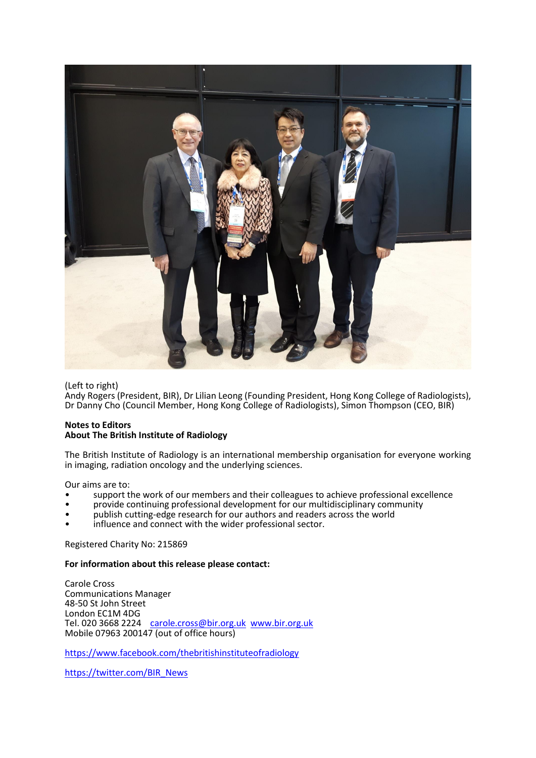(Left to right)
Andy Rogers (President, BIR), Dr Lilian Leong (Founding President, Hong Kong College of Radiologists), Dr Danny Cho (Council Member, Hong Kong College of Radiologists), Simon Thompson (CEO, BIR)

**Notes to Editors**
**About The British Institute of Radiology**

The British Institute of Radiology is an international membership organisation for everyone working in imaging, radiation oncology and the underlying sciences.

Our aims are to:

- support the work of our members and their colleagues to achieve professional excellence
- provide continuing professional development for our multidisciplinary community
- publish cutting-edge research for our authors and readers across the world
- influence and connect with the wider professional sector.

Registered Charity No: 215869

**For information about this release please contact:**

Carole Cross
Communications Manager
48-50 St John Street
London EC1M 4DG
Tel. 020 3668 2224 carole.cross@bir.org.uk www.bir.org.uk
Mobile 07963 200147 (out of office hours)

https://www.facebook.com/thebritishinstituteofradiology

https://twitter.com/BIR_News